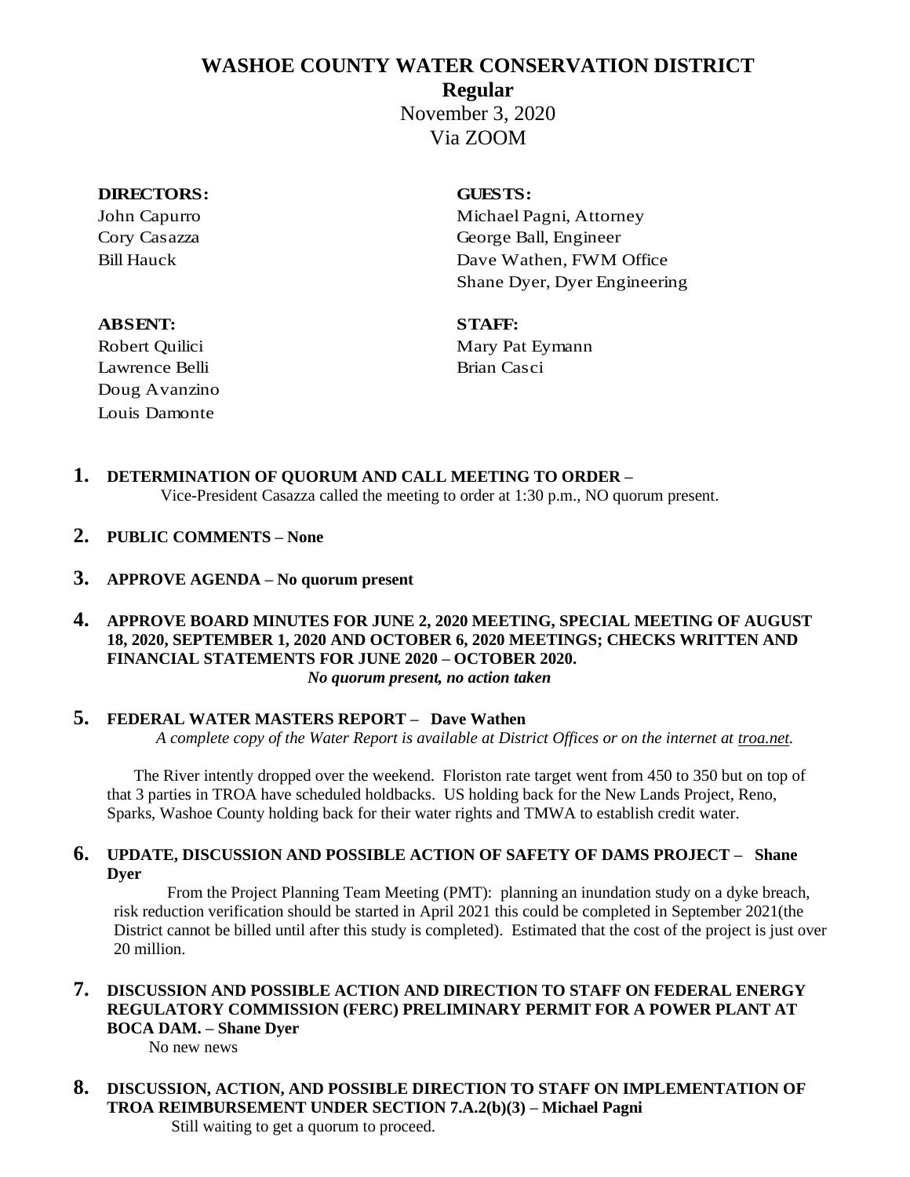# WASHOE COUNTY WATER CONSERVATION DISTRICT

## Regular

November 3, 2020

Via ZOOM

**DIRECTORS:**
John Capurro
Cory Casazza
Bill Hauck

**GUESTS:**
Michael Pagni, Attorney
George Ball, Engineer
Dave Wathen, FWM Office
Shane Dyer, Dyer Engineering

**ABSENT:**
Robert Quilici
Lawrence Belli
Doug Avanzino
Louis Damonte

**STAFF:**
Mary Pat Eymann
Brian Casci

**1. DETERMINATION OF QUORUM AND CALL MEETING TO ORDER –**

Vice-President Casazza called the meeting to order at 1:30 p.m., NO quorum present.

**2. PUBLIC COMMENTS – None**

**3. APPROVE AGENDA – No quorum present**

**4. APPROVE BOARD MINUTES FOR JUNE 2, 2020 MEETING, SPECIAL MEETING OF AUGUST 18, 2020, SEPTEMBER 1, 2020 AND OCTOBER 6, 2020 MEETINGS; CHECKS WRITTEN AND FINANCIAL STATEMENTS FOR JUNE 2020 – OCTOBER 2020.**

***No quorum present, no action taken***

**5. FEDERAL WATER MASTERS REPORT – Dave Wathen**

*A complete copy of the Water Report is available at District Offices or on the internet at troa.net.*

The River intently dropped over the weekend. Floriston rate target went from 450 to 350 but on top of that 3 parties in TROA have scheduled holdbacks. US holding back for the New Lands Project, Reno, Sparks, Washoe County holding back for their water rights and TMWA to establish credit water.

**6. UPDATE, DISCUSSION AND POSSIBLE ACTION OF SAFETY OF DAMS PROJECT – Shane Dyer**

From the Project Planning Team Meeting (PMT): planning an inundation study on a dyke breach, risk reduction verification should be started in April 2021 this could be completed in September 2021(the District cannot be billed until after this study is completed). Estimated that the cost of the project is just over 20 million.

**7. DISCUSSION AND POSSIBLE ACTION AND DIRECTION TO STAFF ON FEDERAL ENERGY REGULATORY COMMISSION (FERC) PRELIMINARY PERMIT FOR A POWER PLANT AT BOCA DAM. – Shane Dyer**

No new news

**8. DISCUSSION, ACTION, AND POSSIBLE DIRECTION TO STAFF ON IMPLEMENTATION OF TROA REIMBURSEMENT UNDER SECTION 7.A.2(b)(3) – Michael Pagni**

Still waiting to get a quorum to proceed.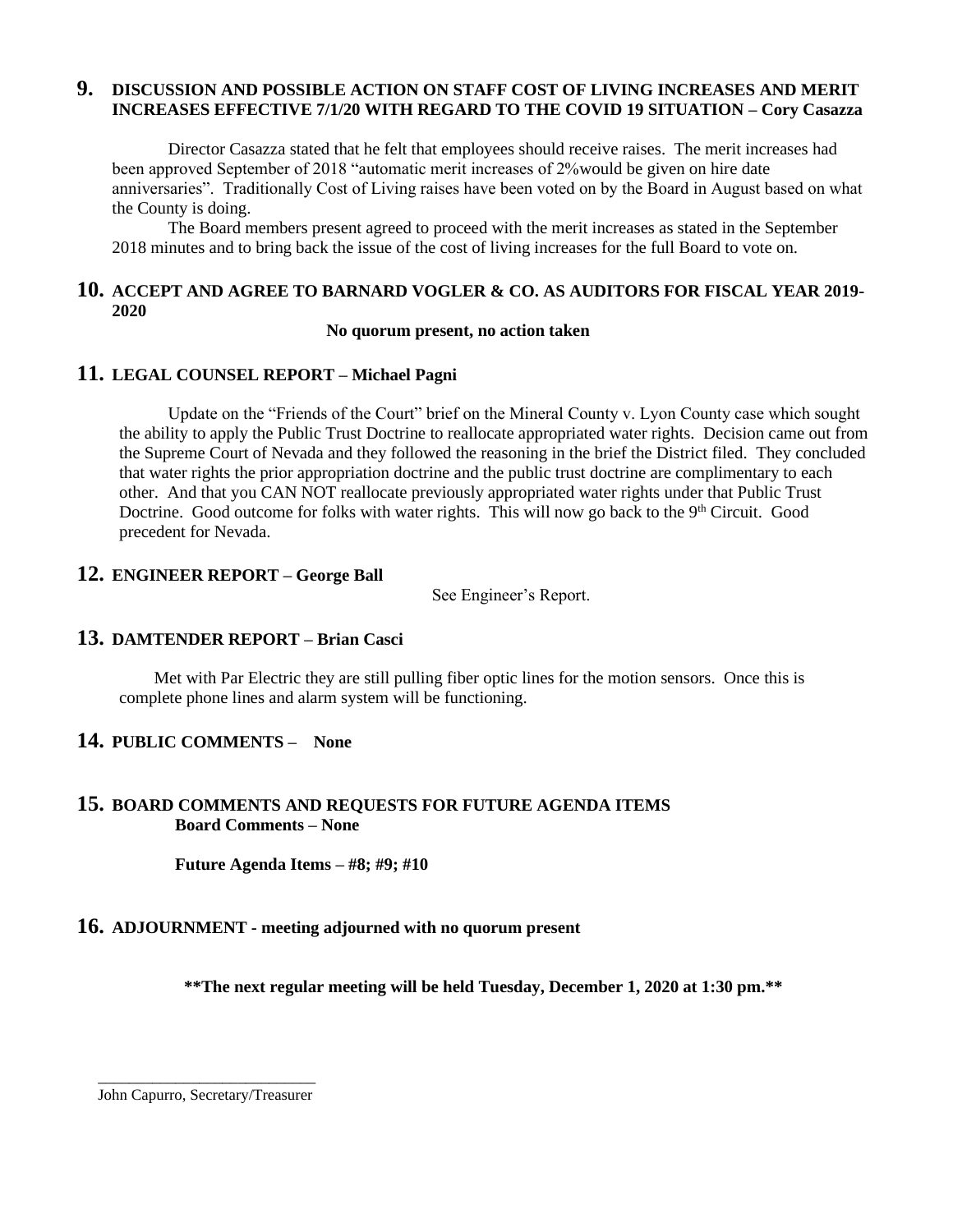## 9. DISCUSSION AND POSSIBLE ACTION ON STAFF COST OF LIVING INCREASES AND MERIT INCREASES EFFECTIVE 7/1/20 WITH REGARD TO THE COVID 19 SITUATION – Cory Casazza

Director Casazza stated that he felt that employees should receive raises. The merit increases had been approved September of 2018 "automatic merit increases of 2%would be given on hire date anniversaries". Traditionally Cost of Living raises have been voted on by the Board in August based on what the County is doing.

The Board members present agreed to proceed with the merit increases as stated in the September 2018 minutes and to bring back the issue of the cost of living increases for the full Board to vote on.

## 10. ACCEPT AND AGREE TO BARNARD VOGLER & CO. AS AUDITORS FOR FISCAL YEAR 2019-2020

**No quorum present, no action taken**

## 11. LEGAL COUNSEL REPORT – Michael Pagni

Update on the "Friends of the Court" brief on the Mineral County v. Lyon County case which sought the ability to apply the Public Trust Doctrine to reallocate appropriated water rights. Decision came out from the Supreme Court of Nevada and they followed the reasoning in the brief the District filed. They concluded that water rights the prior appropriation doctrine and the public trust doctrine are complimentary to each other. And that you CAN NOT reallocate previously appropriated water rights under that Public Trust Doctrine. Good outcome for folks with water rights. This will now go back to the 9th Circuit. Good precedent for Nevada.

## 12. ENGINEER REPORT – George Ball

See Engineer's Report.

## 13. DAMTENDER REPORT – Brian Casci

Met with Par Electric they are still pulling fiber optic lines for the motion sensors. Once this is complete phone lines and alarm system will be functioning.

## 14. PUBLIC COMMENTS – None

## 15. BOARD COMMENTS AND REQUESTS FOR FUTURE AGENDA ITEMS

**Board Comments – None**

**Future Agenda Items – #8; #9; #10**

## 16. ADJOURNMENT - meeting adjourned with no quorum present

**\*\*The next regular meeting will be held Tuesday, December 1, 2020 at 1:30 pm.\*\***

\_\_\_\_\_\_\_\_\_\_\_\_\_\_\_\_\_\_\_\_\_\_\_\_\_\_\_\_

John Capurro, Secretary/Treasurer